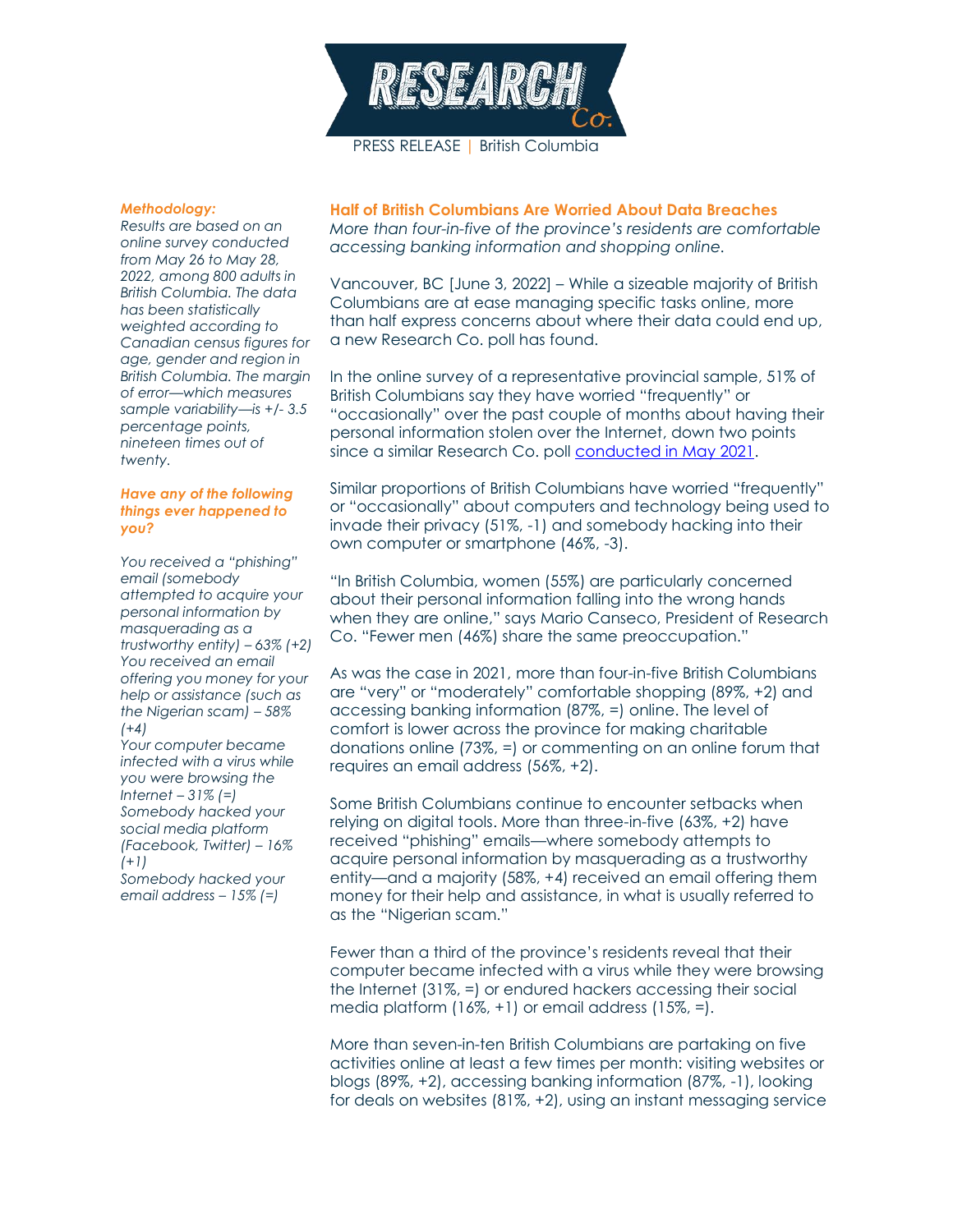RESEARCH Co.

PRESS RELEASE | British Columbia

## Half of British Columbians Are Worried About Data Breaches

*More than four-in-five of the province's residents are comfortable accessing banking information and shopping online.*

Vancouver, BC [June 3, 2022] – While a sizeable majority of British Columbians are at ease managing specific tasks online, more than half express concerns about where their data could end up, a new Research Co. poll has found.

In the online survey of a representative provincial sample, 51% of British Columbians say they have worried "frequently" or "occasionally" over the past couple of months about having their personal information stolen over the Internet, down two points since a similar Research Co. poll [conducted in May 2021](#).

Similar proportions of British Columbians have worried "frequently" or "occasionally" about computers and technology being used to invade their privacy (51%, -1) and somebody hacking into their own computer or smartphone (46%, -3).

"In British Columbia, women (55%) are particularly concerned about their personal information falling into the wrong hands when they are online," says Mario Canseco, President of Research Co. "Fewer men (46%) share the same preoccupation."

As was the case in 2021, more than four-in-five British Columbians are "very" or "moderately" comfortable shopping (89%, +2) and accessing banking information (87%, =) online. The level of comfort is lower across the province for making charitable donations online (73%, =) or commenting on an online forum that requires an email address (56%, +2).

Some British Columbians continue to encounter setbacks when relying on digital tools. More than three-in-five (63%, +2) have received "phishing" emails—where somebody attempts to acquire personal information by masquerading as a trustworthy entity—and a majority (58%, +4) received an email offering them money for their help and assistance, in what is usually referred to as the "Nigerian scam."

Fewer than a third of the province's residents reveal that their computer became infected with a virus while they were browsing the Internet (31%, =) or endured hackers accessing their social media platform (16%, +1) or email address (15%, =).

More than seven-in-ten British Columbians are partaking on five activities online at least a few times per month: visiting websites or blogs (89%, +2), accessing banking information (87%, -1), looking for deals on websites (81%, +2), using an instant messaging service

***Methodology:***

*Results are based on an online survey conducted from May 26 to May 28, 2022, among 800 adults in British Columbia. The data has been statistically weighted according to Canadian census figures for age, gender and region in British Columbia. The margin of error—which measures sample variability—is +/- 3.5 percentage points, nineteen times out of twenty.*

***Have any of the following things ever happened to you?***

*You received a "phishing" email (somebody attempted to acquire your personal information by masquerading as a trustworthy entity) – 63% (+2)*
*You received an email offering you money for your help or assistance (such as the Nigerian scam) – 58% (+4)*
*Your computer became infected with a virus while you were browsing the Internet – 31% (=)*
*Somebody hacked your social media platform (Facebook, Twitter) – 16% (+1)*
*Somebody hacked your email address – 15% (=)*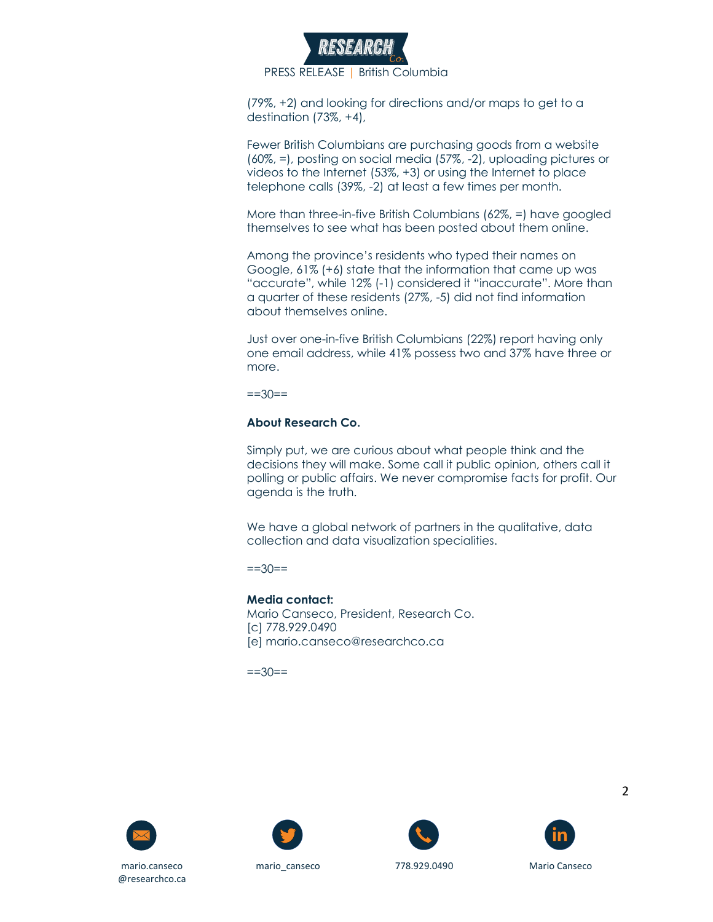(79%, +2) and looking for directions and/or maps to get to a destination (73%, +4),

Fewer British Columbians are purchasing goods from a website (60%, =), posting on social media (57%, -2), uploading pictures or videos to the Internet (53%, +3) or using the Internet to place telephone calls (39%, -2) at least a few times per month.

More than three-in-five British Columbians (62%, =) have googled themselves to see what has been posted about them online.

Among the province's residents who typed their names on Google, 61% (+6) state that the information that came up was "accurate", while 12% (-1) considered it "inaccurate". More than a quarter of these residents (27%, -5) did not find information about themselves online.

Just over one-in-five British Columbians (22%) report having only one email address, while 41% possess two and 37% have three or more.

==30==

**About Research Co.**

Simply put, we are curious about what people think and the decisions they will make. Some call it public opinion, others call it polling or public affairs. We never compromise facts for profit. Our agenda is the truth.

We have a global network of partners in the qualitative, data collection and data visualization specialities.

==30==

**Media contact:**
Mario Canseco, President, Research Co.
[c] 778.929.0490
[e] mario.canseco@researchco.ca

==30==

mario.canseco@researchco.ca

mario_canseco

778.929.0490

Mario Canseco